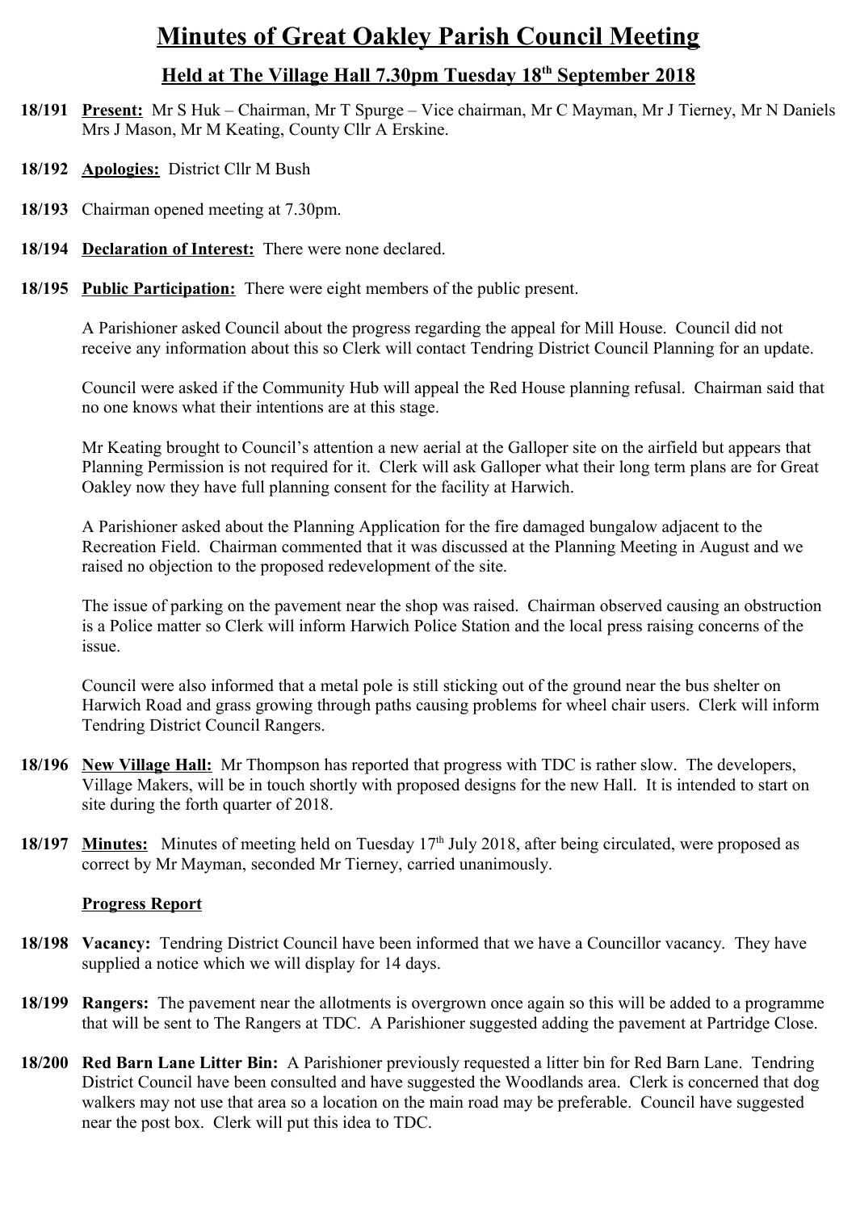# Minutes of Great Oakley Parish Council Meeting

## Held at The Village Hall 7.30pm Tuesday 18th September 2018

**18/191** **Present:** Mr S Huk – Chairman, Mr T Spurge – Vice chairman, Mr C Mayman, Mr J Tierney, Mr N Daniels Mrs J Mason, Mr M Keating, County Cllr A Erskine.

**18/192** **Apologies:** District Cllr M Bush

**18/193** Chairman opened meeting at 7.30pm.

**18/194** **Declaration of Interest:** There were none declared.

**18/195** **Public Participation:** There were eight members of the public present.

A Parishioner asked Council about the progress regarding the appeal for Mill House. Council did not receive any information about this so Clerk will contact Tendring District Council Planning for an update.

Council were asked if the Community Hub will appeal the Red House planning refusal. Chairman said that no one knows what their intentions are at this stage.

Mr Keating brought to Council's attention a new aerial at the Galloper site on the airfield but appears that Planning Permission is not required for it. Clerk will ask Galloper what their long term plans are for Great Oakley now they have full planning consent for the facility at Harwich.

A Parishioner asked about the Planning Application for the fire damaged bungalow adjacent to the Recreation Field. Chairman commented that it was discussed at the Planning Meeting in August and we raised no objection to the proposed redevelopment of the site.

The issue of parking on the pavement near the shop was raised. Chairman observed causing an obstruction is a Police matter so Clerk will inform Harwich Police Station and the local press raising concerns of the issue.

Council were also informed that a metal pole is still sticking out of the ground near the bus shelter on Harwich Road and grass growing through paths causing problems for wheel chair users. Clerk will inform Tendring District Council Rangers.

**18/196** **New Village Hall:** Mr Thompson has reported that progress with TDC is rather slow. The developers, Village Makers, will be in touch shortly with proposed designs for the new Hall. It is intended to start on site during the forth quarter of 2018.

**18/197** **Minutes:** Minutes of meeting held on Tuesday 17th July 2018, after being circulated, were proposed as correct by Mr Mayman, seconded Mr Tierney, carried unanimously.

**Progress Report**

**18/198** **Vacancy:** Tendring District Council have been informed that we have a Councillor vacancy. They have supplied a notice which we will display for 14 days.

**18/199** **Rangers:** The pavement near the allotments is overgrown once again so this will be added to a programme that will be sent to The Rangers at TDC. A Parishioner suggested adding the pavement at Partridge Close.

**18/200** **Red Barn Lane Litter Bin:** A Parishioner previously requested a litter bin for Red Barn Lane. Tendring District Council have been consulted and have suggested the Woodlands area. Clerk is concerned that dog walkers may not use that area so a location on the main road may be preferable. Council have suggested near the post box. Clerk will put this idea to TDC.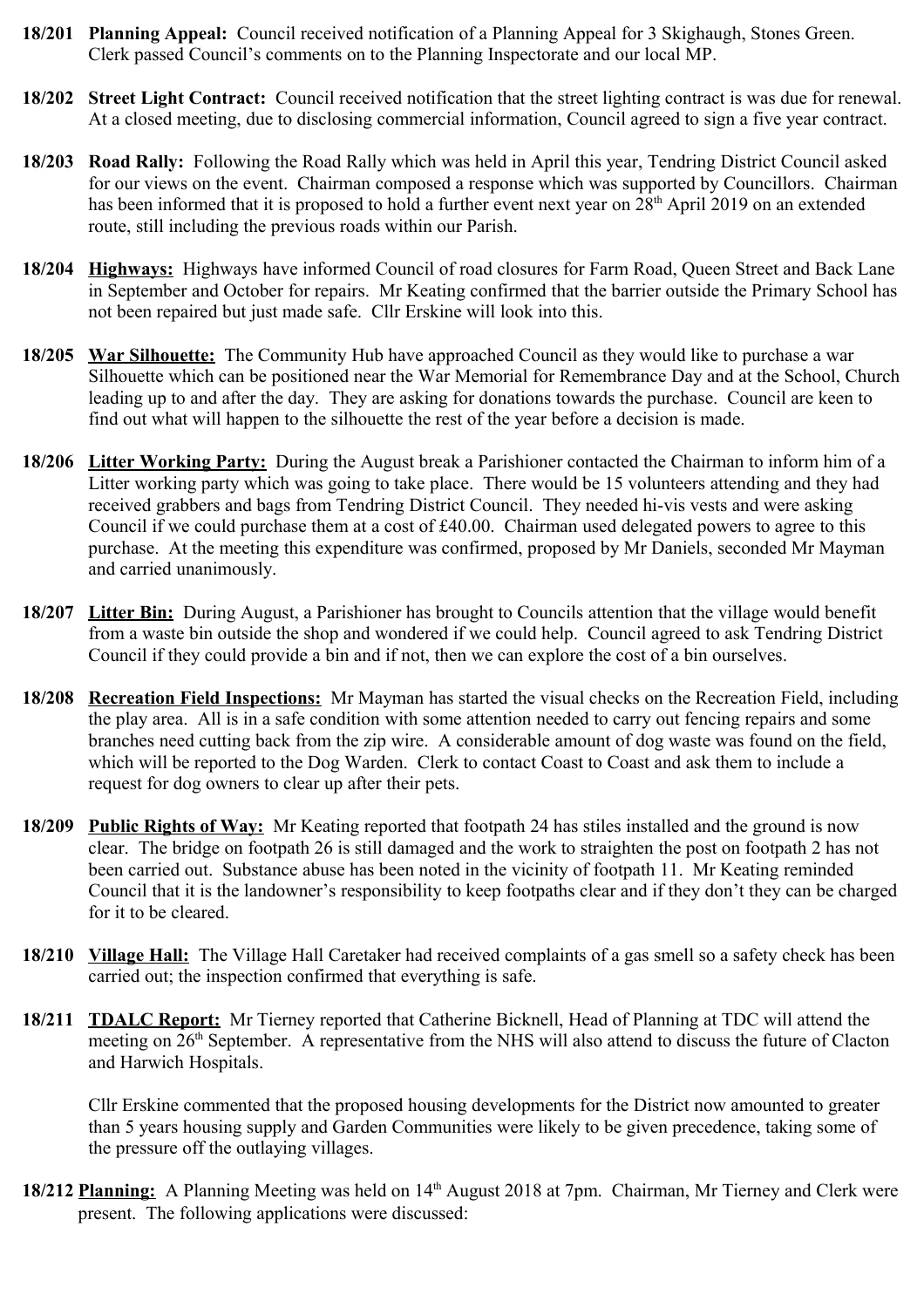**18/201 Planning Appeal:** Council received notification of a Planning Appeal for 3 Skighaugh, Stones Green. Clerk passed Council's comments on to the Planning Inspectorate and our local MP.

**18/202 Street Light Contract:** Council received notification that the street lighting contract is was due for renewal. At a closed meeting, due to disclosing commercial information, Council agreed to sign a five year contract.

**18/203 Road Rally:** Following the Road Rally which was held in April this year, Tendring District Council asked for our views on the event. Chairman composed a response which was supported by Councillors. Chairman has been informed that it is proposed to hold a further event next year on 28th April 2019 on an extended route, still including the previous roads within our Parish.

**18/204 Highways:** Highways have informed Council of road closures for Farm Road, Queen Street and Back Lane in September and October for repairs. Mr Keating confirmed that the barrier outside the Primary School has not been repaired but just made safe. Cllr Erskine will look into this.

**18/205 War Silhouette:** The Community Hub have approached Council as they would like to purchase a war Silhouette which can be positioned near the War Memorial for Remembrance Day and at the School, Church leading up to and after the day. They are asking for donations towards the purchase. Council are keen to find out what will happen to the silhouette the rest of the year before a decision is made.

**18/206 Litter Working Party:** During the August break a Parishioner contacted the Chairman to inform him of a Litter working party which was going to take place. There would be 15 volunteers attending and they had received grabbers and bags from Tendring District Council. They needed hi-vis vests and were asking Council if we could purchase them at a cost of £40.00. Chairman used delegated powers to agree to this purchase. At the meeting this expenditure was confirmed, proposed by Mr Daniels, seconded Mr Mayman and carried unanimously.

**18/207 Litter Bin:** During August, a Parishioner has brought to Councils attention that the village would benefit from a waste bin outside the shop and wondered if we could help. Council agreed to ask Tendring District Council if they could provide a bin and if not, then we can explore the cost of a bin ourselves.

**18/208 Recreation Field Inspections:** Mr Mayman has started the visual checks on the Recreation Field, including the play area. All is in a safe condition with some attention needed to carry out fencing repairs and some branches need cutting back from the zip wire. A considerable amount of dog waste was found on the field, which will be reported to the Dog Warden. Clerk to contact Coast to Coast and ask them to include a request for dog owners to clear up after their pets.

**18/209 Public Rights of Way:** Mr Keating reported that footpath 24 has stiles installed and the ground is now clear. The bridge on footpath 26 is still damaged and the work to straighten the post on footpath 2 has not been carried out. Substance abuse has been noted in the vicinity of footpath 11. Mr Keating reminded Council that it is the landowner's responsibility to keep footpaths clear and if they don't they can be charged for it to be cleared.

**18/210 Village Hall:** The Village Hall Caretaker had received complaints of a gas smell so a safety check has been carried out; the inspection confirmed that everything is safe.

**18/211 TDALC Report:** Mr Tierney reported that Catherine Bicknell, Head of Planning at TDC will attend the meeting on 26th September. A representative from the NHS will also attend to discuss the future of Clacton and Harwich Hospitals.

Cllr Erskine commented that the proposed housing developments for the District now amounted to greater than 5 years housing supply and Garden Communities were likely to be given precedence, taking some of the pressure off the outlaying villages.

**18/212 Planning:** A Planning Meeting was held on 14th August 2018 at 7pm. Chairman, Mr Tierney and Clerk were present. The following applications were discussed: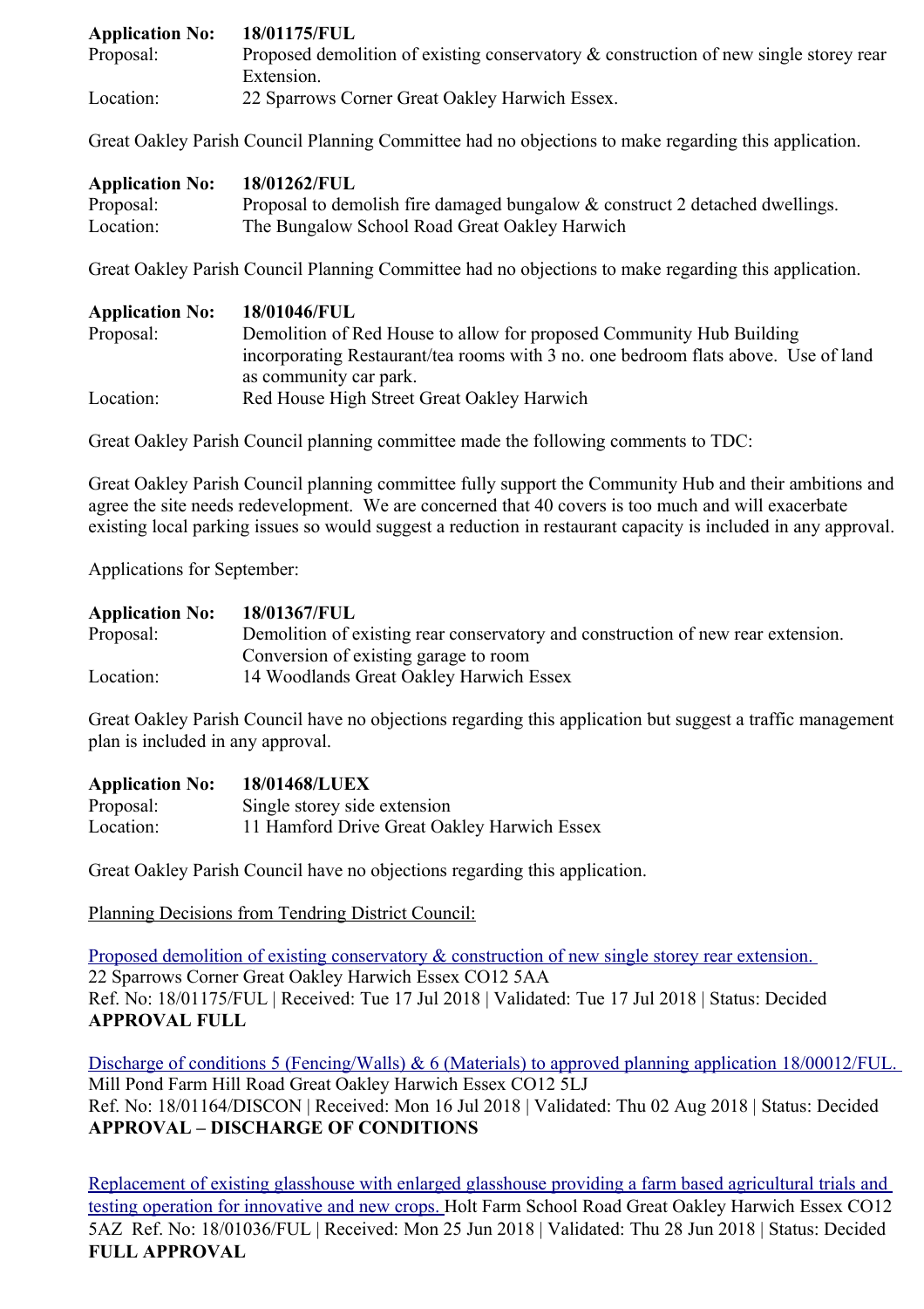**Application No:** **18/01175/FUL**
Proposal: Proposed demolition of existing conservatory & construction of new single storey rear Extension.
Location: 22 Sparrows Corner Great Oakley Harwich Essex.

Great Oakley Parish Council Planning Committee had no objections to make regarding this application.

**Application No:** **18/01262/FUL**
Proposal: Proposal to demolish fire damaged bungalow & construct 2 detached dwellings.
Location: The Bungalow School Road Great Oakley Harwich

Great Oakley Parish Council Planning Committee had no objections to make regarding this application.

**Application No:** **18/01046/FUL**
Proposal: Demolition of Red House to allow for proposed Community Hub Building incorporating Restaurant/tea rooms with 3 no. one bedroom flats above. Use of land as community car park.
Location: Red House High Street Great Oakley Harwich

Great Oakley Parish Council planning committee made the following comments to TDC:

Great Oakley Parish Council planning committee fully support the Community Hub and their ambitions and agree the site needs redevelopment. We are concerned that 40 covers is too much and will exacerbate existing local parking issues so would suggest a reduction in restaurant capacity is included in any approval.

Applications for September:

**Application No:** **18/01367/FUL**
Proposal: Demolition of existing rear conservatory and construction of new rear extension. Conversion of existing garage to room
Location: 14 Woodlands Great Oakley Harwich Essex

Great Oakley Parish Council have no objections regarding this application but suggest a traffic management plan is included in any approval.

**Application No:** **18/01468/LUEX**
Proposal: Single storey side extension
Location: 11 Hamford Drive Great Oakley Harwich Essex

Great Oakley Parish Council have no objections regarding this application.

Planning Decisions from Tendring District Council:

Proposed demolition of existing conservatory & construction of new single storey rear extension.
22 Sparrows Corner Great Oakley Harwich Essex CO12 5AA
Ref. No: 18/01175/FUL | Received: Tue 17 Jul 2018 | Validated: Tue 17 Jul 2018 | Status: Decided
**APPROVAL FULL**

Discharge of conditions 5 (Fencing/Walls) & 6 (Materials) to approved planning application 18/00012/FUL.
Mill Pond Farm Hill Road Great Oakley Harwich Essex CO12 5LJ
Ref. No: 18/01164/DISCON | Received: Mon 16 Jul 2018 | Validated: Thu 02 Aug 2018 | Status: Decided
**APPROVAL – DISCHARGE OF CONDITIONS**

Replacement of existing glasshouse with enlarged glasshouse providing a farm based agricultural trials and testing operation for innovative and new crops. Holt Farm School Road Great Oakley Harwich Essex CO12 5AZ Ref. No: 18/01036/FUL | Received: Mon 25 Jun 2018 | Validated: Thu 28 Jun 2018 | Status: Decided
**FULL APPROVAL**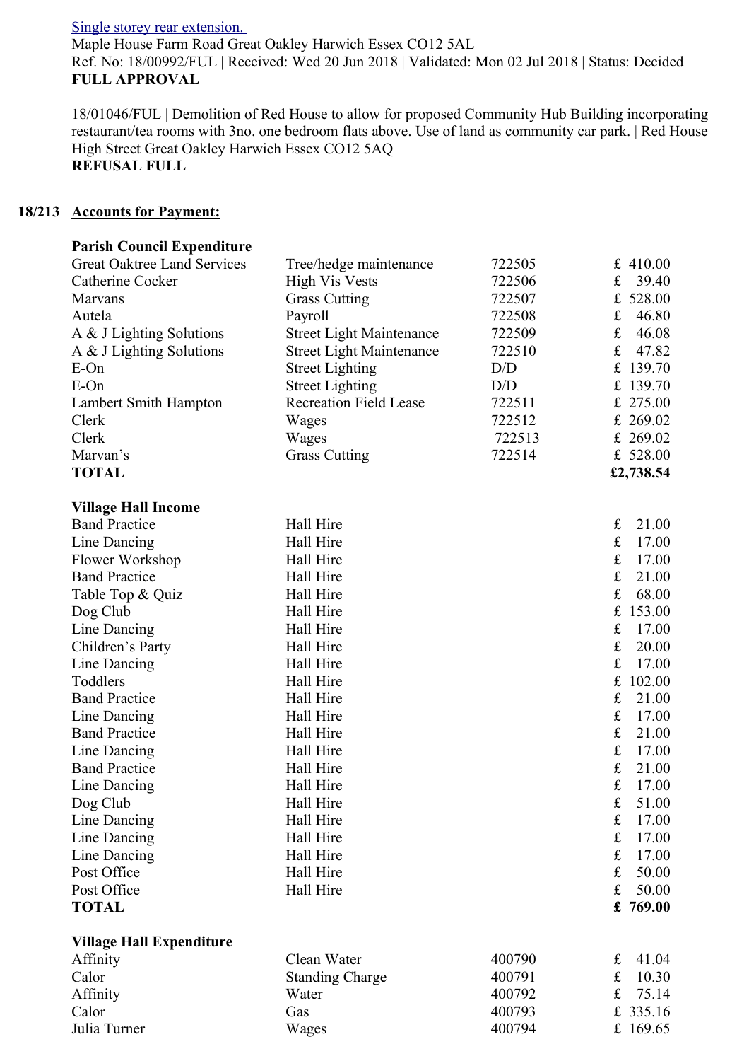[Single storey rear extension.](#)
Maple House Farm Road Great Oakley Harwich Essex CO12 5AL
Ref. No: 18/00992/FUL | Received: Wed 20 Jun 2018 | Validated: Mon 02 Jul 2018 | Status: Decided
**FULL APPROVAL**

18/01046/FUL | Demolition of Red House to allow for proposed Community Hub Building incorporating restaurant/tea rooms with 3no. one bedroom flats above. Use of land as community car park. | Red House High Street Great Oakley Harwich Essex CO12 5AQ
**REFUSAL FULL**

**18/213 Accounts for Payment:**

**Parish Council Expenditure**

| | | | |
|---|---|---|---|
| Great Oaktree Land Services | Tree/hedge maintenance | 722505 | £ 410.00 |
| Catherine Cocker | High Vis Vests | 722506 | £ 39.40 |
| Marvans | Grass Cutting | 722507 | £ 528.00 |
| Autela | Payroll | 722508 | £ 46.80 |
| A & J Lighting Solutions | Street Light Maintenance | 722509 | £ 46.08 |
| A & J Lighting Solutions | Street Light Maintenance | 722510 | £ 47.82 |
| E-On | Street Lighting | D/D | £ 139.70 |
| E-On | Street Lighting | D/D | £ 139.70 |
| Lambert Smith Hampton | Recreation Field Lease | 722511 | £ 275.00 |
| Clerk | Wages | 722512 | £ 269.02 |
| Clerk | Wages | 722513 | £ 269.02 |
| Marvan's | Grass Cutting | 722514 | £ 528.00 |
| **TOTAL** | | | **£2,738.54** |

**Village Hall Income**

| | | |
|---|---|---|
| Band Practice | Hall Hire | £ 21.00 |
| Line Dancing | Hall Hire | £ 17.00 |
| Flower Workshop | Hall Hire | £ 17.00 |
| Band Practice | Hall Hire | £ 21.00 |
| Table Top & Quiz | Hall Hire | £ 68.00 |
| Dog Club | Hall Hire | £ 153.00 |
| Line Dancing | Hall Hire | £ 17.00 |
| Children's Party | Hall Hire | £ 20.00 |
| Line Dancing | Hall Hire | £ 17.00 |
| Toddlers | Hall Hire | £ 102.00 |
| Band Practice | Hall Hire | £ 21.00 |
| Line Dancing | Hall Hire | £ 17.00 |
| Band Practice | Hall Hire | £ 21.00 |
| Line Dancing | Hall Hire | £ 17.00 |
| Band Practice | Hall Hire | £ 21.00 |
| Line Dancing | Hall Hire | £ 17.00 |
| Dog Club | Hall Hire | £ 51.00 |
| Line Dancing | Hall Hire | £ 17.00 |
| Line Dancing | Hall Hire | £ 17.00 |
| Line Dancing | Hall Hire | £ 17.00 |
| Post Office | Hall Hire | £ 50.00 |
| Post Office | Hall Hire | £ 50.00 |
| **TOTAL** | | **£ 769.00** |

**Village Hall Expenditure**

| | | | |
|---|---|---|---|
| Affinity | Clean Water | 400790 | £ 41.04 |
| Calor | Standing Charge | 400791 | £ 10.30 |
| Affinity | Water | 400792 | £ 75.14 |
| Calor | Gas | 400793 | £ 335.16 |
| Julia Turner | Wages | 400794 | £ 169.65 |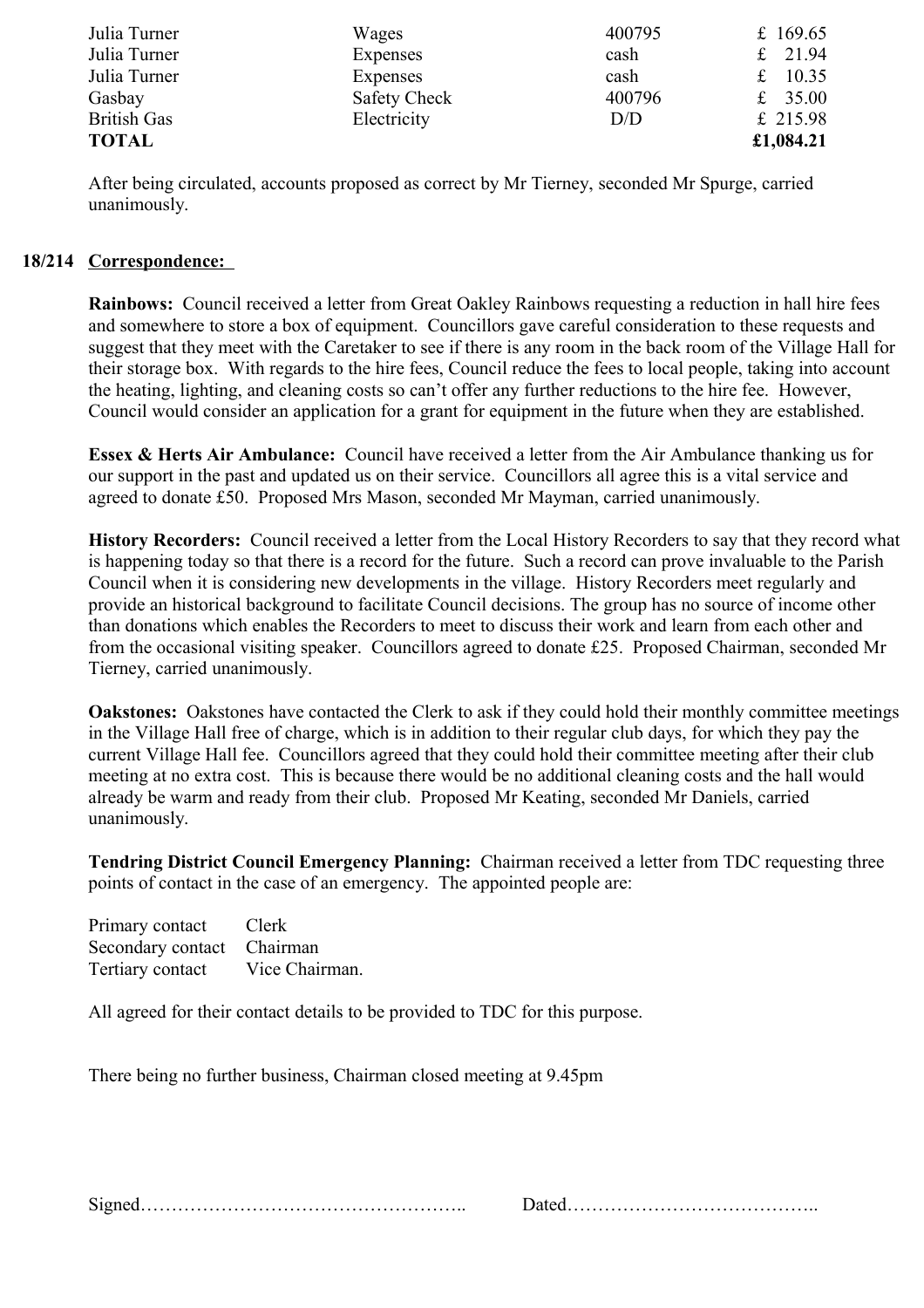| | | | |
|---|---|---|---|
| Julia Turner | Wages | 400795 | £ 169.65 |
| Julia Turner | Expenses | cash | £ 21.94 |
| Julia Turner | Expenses | cash | £ 10.35 |
| Gasbay | Safety Check | 400796 | £ 35.00 |
| British Gas | Electricity | D/D | £ 215.98 |
| **TOTAL** | | | **£1,084.21** |

After being circulated, accounts proposed as correct by Mr Tierney, seconded Mr Spurge, carried unanimously.

**18/214 Correspondence:**

**Rainbows:** Council received a letter from Great Oakley Rainbows requesting a reduction in hall hire fees and somewhere to store a box of equipment. Councillors gave careful consideration to these requests and suggest that they meet with the Caretaker to see if there is any room in the back room of the Village Hall for their storage box. With regards to the hire fees, Council reduce the fees to local people, taking into account the heating, lighting, and cleaning costs so can't offer any further reductions to the hire fee. However, Council would consider an application for a grant for equipment in the future when they are established.

**Essex & Herts Air Ambulance:** Council have received a letter from the Air Ambulance thanking us for our support in the past and updated us on their service. Councillors all agree this is a vital service and agreed to donate £50. Proposed Mrs Mason, seconded Mr Mayman, carried unanimously.

**History Recorders:** Council received a letter from the Local History Recorders to say that they record what is happening today so that there is a record for the future. Such a record can prove invaluable to the Parish Council when it is considering new developments in the village. History Recorders meet regularly and provide an historical background to facilitate Council decisions. The group has no source of income other than donations which enables the Recorders to meet to discuss their work and learn from each other and from the occasional visiting speaker. Councillors agreed to donate £25. Proposed Chairman, seconded Mr Tierney, carried unanimously.

**Oakstones:** Oakstones have contacted the Clerk to ask if they could hold their monthly committee meetings in the Village Hall free of charge, which is in addition to their regular club days, for which they pay the current Village Hall fee. Councillors agreed that they could hold their committee meeting after their club meeting at no extra cost. This is because there would be no additional cleaning costs and the hall would already be warm and ready from their club. Proposed Mr Keating, seconded Mr Daniels, carried unanimously.

**Tendring District Council Emergency Planning:** Chairman received a letter from TDC requesting three points of contact in the case of an emergency. The appointed people are:

| | |
|---|---|
| Primary contact | Clerk |
| Secondary contact | Chairman |
| Tertiary contact | Vice Chairman. |

All agreed for their contact details to be provided to TDC for this purpose.

There being no further business, Chairman closed meeting at 9.45pm

Signed…………………………………………….. Dated…………………………………..